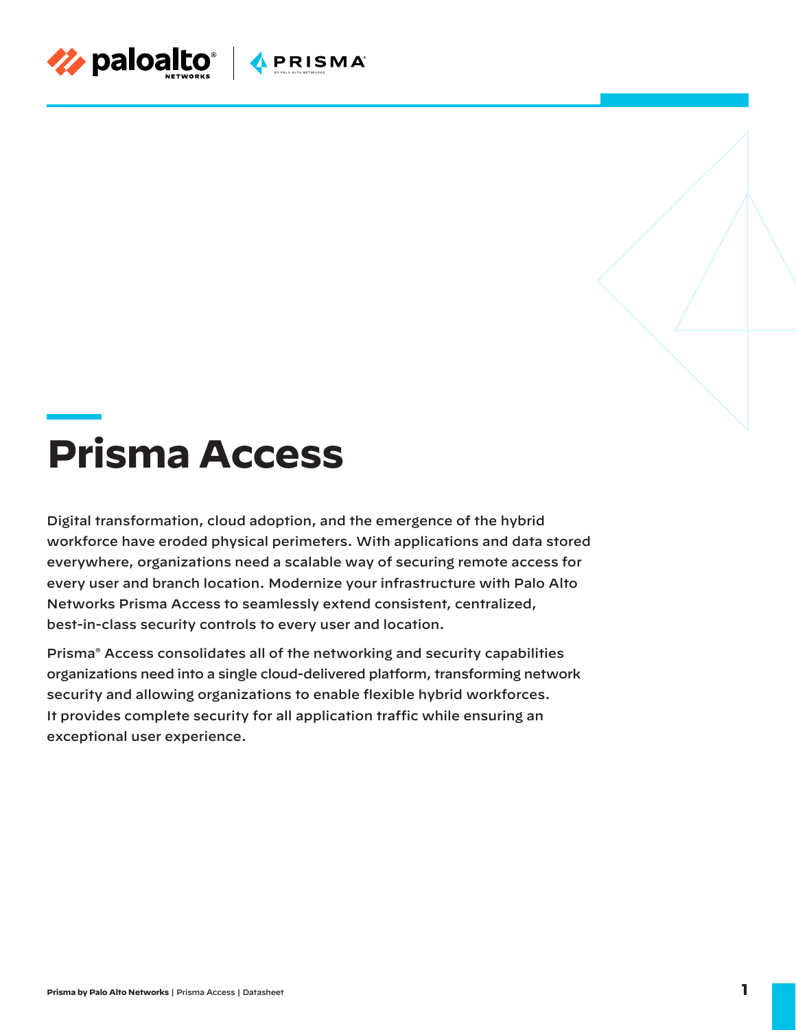# Prisma Access

Digital transformation, cloud adoption, and the emergence of the hybrid workforce have eroded physical perimeters. With applications and data stored everywhere, organizations need a scalable way of securing remote access for every user and branch location. Modernize your infrastructure with Palo Alto Networks Prisma Access to seamlessly extend consistent, centralized, best-in-class security controls to every user and location.

Prisma® Access consolidates all of the networking and security capabilities organizations need into a single cloud-delivered platform, transforming network security and allowing organizations to enable flexible hybrid workforces. It provides complete security for all application traffic while ensuring an exceptional user experience.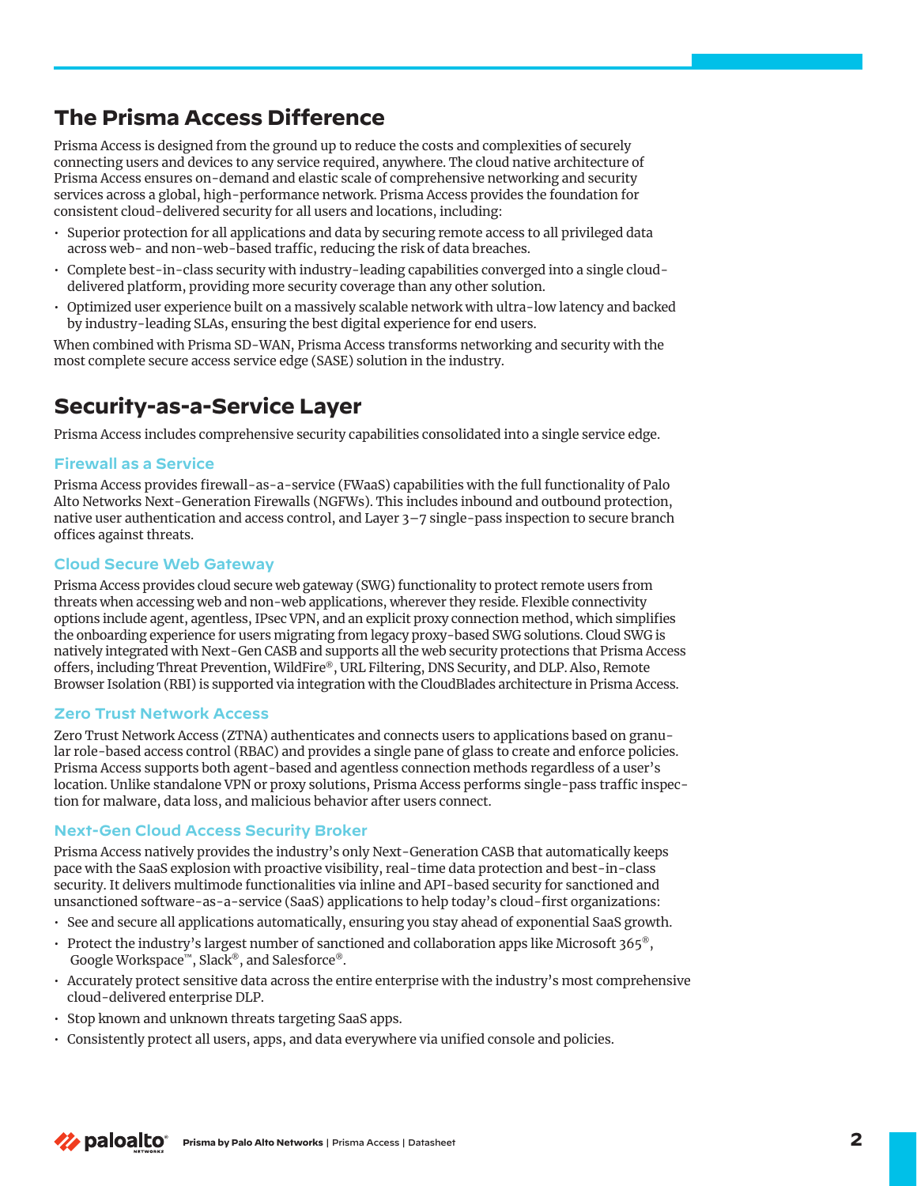## The Prisma Access Difference

Prisma Access is designed from the ground up to reduce the costs and complexities of securely connecting users and devices to any service required, anywhere. The cloud native architecture of Prisma Access ensures on-demand and elastic scale of comprehensive networking and security services across a global, high-performance network. Prisma Access provides the foundation for consistent cloud-delivered security for all users and locations, including:

- Superior protection for all applications and data by securing remote access to all privileged data across web- and non-web-based traffic, reducing the risk of data breaches.
- Complete best-in-class security with industry-leading capabilities converged into a single cloud-delivered platform, providing more security coverage than any other solution.
- Optimized user experience built on a massively scalable network with ultra-low latency and backed by industry-leading SLAs, ensuring the best digital experience for end users.

When combined with Prisma SD-WAN, Prisma Access transforms networking and security with the most complete secure access service edge (SASE) solution in the industry.

## Security-as-a-Service Layer

Prisma Access includes comprehensive security capabilities consolidated into a single service edge.

### Firewall as a Service

Prisma Access provides firewall-as-a-service (FWaaS) capabilities with the full functionality of Palo Alto Networks Next-Generation Firewalls (NGFWs). This includes inbound and outbound protection, native user authentication and access control, and Layer 3–7 single-pass inspection to secure branch offices against threats.

### Cloud Secure Web Gateway

Prisma Access provides cloud secure web gateway (SWG) functionality to protect remote users from threats when accessing web and non-web applications, wherever they reside. Flexible connectivity options include agent, agentless, IPsec VPN, and an explicit proxy connection method, which simplifies the onboarding experience for users migrating from legacy proxy-based SWG solutions. Cloud SWG is natively integrated with Next-Gen CASB and supports all the web security protections that Prisma Access offers, including Threat Prevention, WildFire®, URL Filtering, DNS Security, and DLP. Also, Remote Browser Isolation (RBI) is supported via integration with the CloudBlades architecture in Prisma Access.

### Zero Trust Network Access

Zero Trust Network Access (ZTNA) authenticates and connects users to applications based on granular role-based access control (RBAC) and provides a single pane of glass to create and enforce policies. Prisma Access supports both agent-based and agentless connection methods regardless of a user's location. Unlike standalone VPN or proxy solutions, Prisma Access performs single-pass traffic inspection for malware, data loss, and malicious behavior after users connect.

### Next-Gen Cloud Access Security Broker

Prisma Access natively provides the industry's only Next-Generation CASB that automatically keeps pace with the SaaS explosion with proactive visibility, real-time data protection and best-in-class security. It delivers multimode functionalities via inline and API-based security for sanctioned and unsanctioned software-as-a-service (SaaS) applications to help today's cloud-first organizations:

- See and secure all applications automatically, ensuring you stay ahead of exponential SaaS growth.
- Protect the industry's largest number of sanctioned and collaboration apps like Microsoft 365®, Google Workspace™, Slack®, and Salesforce®.
- Accurately protect sensitive data across the entire enterprise with the industry's most comprehensive cloud-delivered enterprise DLP.
- Stop known and unknown threats targeting SaaS apps.
- Consistently protect all users, apps, and data everywhere via unified console and policies.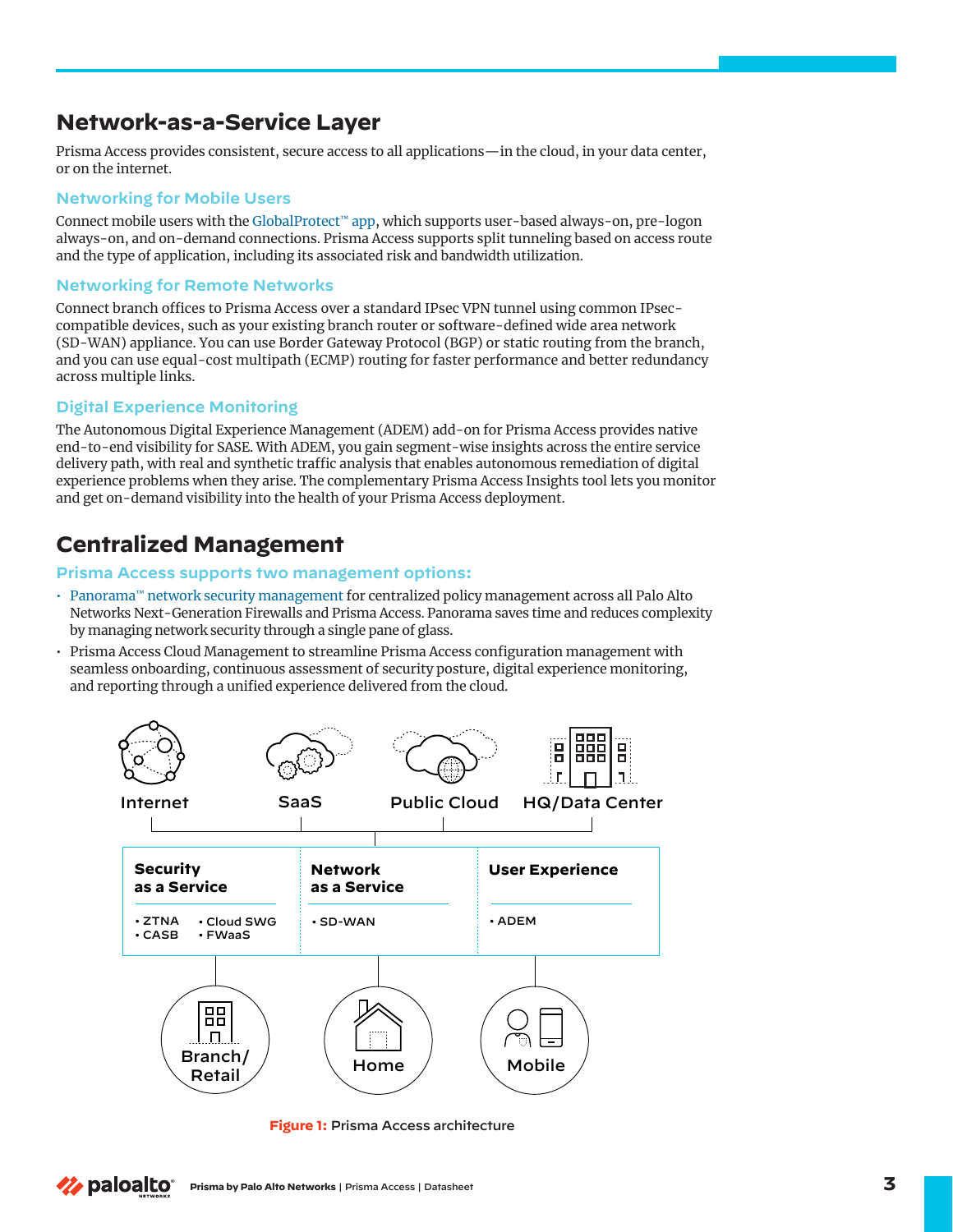## Network-as-a-Service Layer

Prisma Access provides consistent, secure access to all applications—in the cloud, in your data center, or on the internet.

### Networking for Mobile Users

Connect mobile users with the GlobalProtect™ app, which supports user-based always-on, pre-logon always-on, and on-demand connections. Prisma Access supports split tunneling based on access route and the type of application, including its associated risk and bandwidth utilization.

### Networking for Remote Networks

Connect branch offices to Prisma Access over a standard IPsec VPN tunnel using common IPsec-compatible devices, such as your existing branch router or software-defined wide area network (SD-WAN) appliance. You can use Border Gateway Protocol (BGP) or static routing from the branch, and you can use equal-cost multipath (ECMP) routing for faster performance and better redundancy across multiple links.

### Digital Experience Monitoring

The Autonomous Digital Experience Management (ADEM) add-on for Prisma Access provides native end-to-end visibility for SASE. With ADEM, you gain segment-wise insights across the entire service delivery path, with real and synthetic traffic analysis that enables autonomous remediation of digital experience problems when they arise. The complementary Prisma Access Insights tool lets you monitor and get on-demand visibility into the health of your Prisma Access deployment.

## Centralized Management

### Prisma Access supports two management options:

- Panorama™ network security management for centralized policy management across all Palo Alto Networks Next-Generation Firewalls and Prisma Access. Panorama saves time and reduces complexity by managing network security through a single pane of glass.
- Prisma Access Cloud Management to streamline Prisma Access configuration management with seamless onboarding, continuous assessment of security posture, digital experience monitoring, and reporting through a unified experience delivered from the cloud.

Internet | SaaS | Public Cloud | HQ/Data Center

| Security as a Service | Network as a Service | User Experience |
|---|---|---|
| • ZTNA • Cloud SWG • CASB • FWaaS | • SD-WAN | • ADEM |

Branch/Retail | Home | Mobile

**Figure 1:** Prisma Access architecture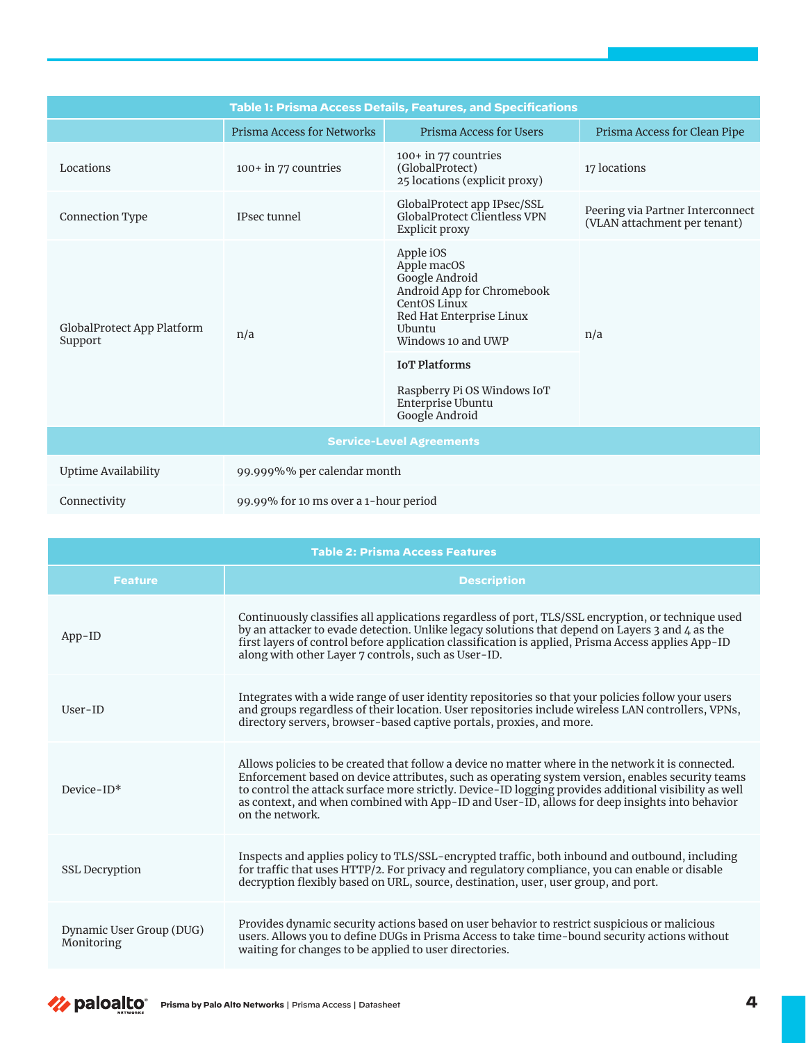| Table 1: Prisma Access Details, Features, and Specifications | | | |
|---|---|---|---|
| | Prisma Access for Networks | Prisma Access for Users | Prisma Access for Clean Pipe |
| Locations | 100+ in 77 countries | 100+ in 77 countries (GlobalProtect)<br>25 locations (explicit proxy) | 17 locations |
| Connection Type | IPsec tunnel | GlobalProtect app IPsec/SSL<br>GlobalProtect Clientless VPN<br>Explicit proxy | Peering via Partner Interconnect (VLAN attachment per tenant) |
| GlobalProtect App Platform Support | n/a | Apple iOS<br>Apple macOS<br>Google Android<br>Android App for Chromebook<br>CentOS Linux<br>Red Hat Enterprise Linux<br>Ubuntu<br>Windows 10 and UWP<br><br>**IoT Platforms**<br><br>Raspberry Pi OS Windows IoT Enterprise Ubuntu<br>Google Android | n/a |
| **Service-Level Agreements** | | | |
| Uptime Availability | 99.999%% per calendar month | | |
| Connectivity | 99.99% for 10 ms over a 1-hour period | | |

| Table 2: Prisma Access Features | |
|---|---|
| **Feature** | **Description** |
| App-ID | Continuously classifies all applications regardless of port, TLS/SSL encryption, or technique used by an attacker to evade detection. Unlike legacy solutions that depend on Layers 3 and 4 as the first layers of control before application classification is applied, Prisma Access applies App-ID along with other Layer 7 controls, such as User-ID. |
| User-ID | Integrates with a wide range of user identity repositories so that your policies follow your users and groups regardless of their location. User repositories include wireless LAN controllers, VPNs, directory servers, browser-based captive portals, proxies, and more. |
| Device-ID* | Allows policies to be created that follow a device no matter where in the network it is connected. Enforcement based on device attributes, such as operating system version, enables security teams to control the attack surface more strictly. Device-ID logging provides additional visibility as well as context, and when combined with App-ID and User-ID, allows for deep insights into behavior on the network. |
| SSL Decryption | Inspects and applies policy to TLS/SSL-encrypted traffic, both inbound and outbound, including for traffic that uses HTTP/2. For privacy and regulatory compliance, you can enable or disable decryption flexibly based on URL, source, destination, user, user group, and port. |
| Dynamic User Group (DUG) Monitoring | Provides dynamic security actions based on user behavior to restrict suspicious or malicious users. Allows you to define DUGs in Prisma Access to take time-bound security actions without waiting for changes to be applied to user directories. |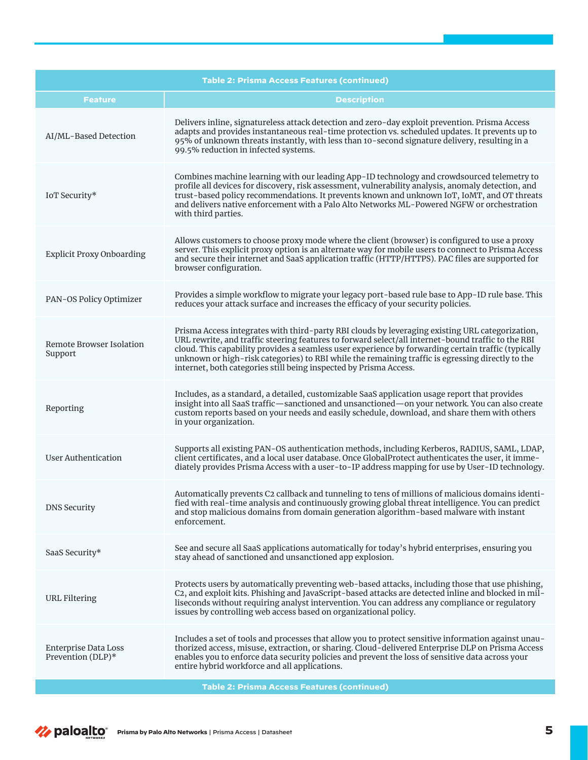**Table 2: Prisma Access Features (continued)**

| Feature | Description |
| --- | --- |
| AI/ML-Based Detection | Delivers inline, signatureless attack detection and zero-day exploit prevention. Prisma Access adapts and provides instantaneous real-time protection vs. scheduled updates. It prevents up to 95% of unknown threats instantly, with less than 10-second signature delivery, resulting in a 99.5% reduction in infected systems. |
| IoT Security* | Combines machine learning with our leading App-ID technology and crowdsourced telemetry to profile all devices for discovery, risk assessment, vulnerability analysis, anomaly detection, and trust-based policy recommendations. It prevents known and unknown IoT, IoMT, and OT threats and delivers native enforcement with a Palo Alto Networks ML-Powered NGFW or orchestration with third parties. |
| Explicit Proxy Onboarding | Allows customers to choose proxy mode where the client (browser) is configured to use a proxy server. This explicit proxy option is an alternate way for mobile users to connect to Prisma Access and secure their internet and SaaS application traffic (HTTP/HTTPS). PAC files are supported for browser configuration. |
| PAN-OS Policy Optimizer | Provides a simple workflow to migrate your legacy port-based rule base to App-ID rule base. This reduces your attack surface and increases the efficacy of your security policies. |
| Remote Browser Isolation Support | Prisma Access integrates with third-party RBI clouds by leveraging existing URL categorization, URL rewrite, and traffic steering features to forward select/all internet-bound traffic to the RBI cloud. This capability provides a seamless user experience by forwarding certain traffic (typically unknown or high-risk categories) to RBI while the remaining traffic is egressing directly to the internet, both categories still being inspected by Prisma Access. |
| Reporting | Includes, as a standard, a detailed, customizable SaaS application usage report that provides insight into all SaaS traffic—sanctioned and unsanctioned—on your network. You can also create custom reports based on your needs and easily schedule, download, and share them with others in your organization. |
| User Authentication | Supports all existing PAN-OS authentication methods, including Kerberos, RADIUS, SAML, LDAP, client certificates, and a local user database. Once GlobalProtect authenticates the user, it immediately provides Prisma Access with a user-to-IP address mapping for use by User-ID technology. |
| DNS Security | Automatically prevents C2 callback and tunneling to tens of millions of malicious domains identified with real-time analysis and continuously growing global threat intelligence. You can predict and stop malicious domains from domain generation algorithm-based malware with instant enforcement. |
| SaaS Security* | See and secure all SaaS applications automatically for today's hybrid enterprises, ensuring you stay ahead of sanctioned and unsanctioned app explosion. |
| URL Filtering | Protects users by automatically preventing web-based attacks, including those that use phishing, C2, and exploit kits. Phishing and JavaScript-based attacks are detected inline and blocked in milliseconds without requiring analyst intervention. You can address any compliance or regulatory issues by controlling web access based on organizational policy. |
| Enterprise Data Loss Prevention (DLP)* | Includes a set of tools and processes that allow you to protect sensitive information against unauthorized access, misuse, extraction, or sharing. Cloud-delivered Enterprise DLP on Prisma Access enables you to enforce data security policies and prevent the loss of sensitive data across your entire hybrid workforce and all applications. |

**Table 2: Prisma Access Features (continued)**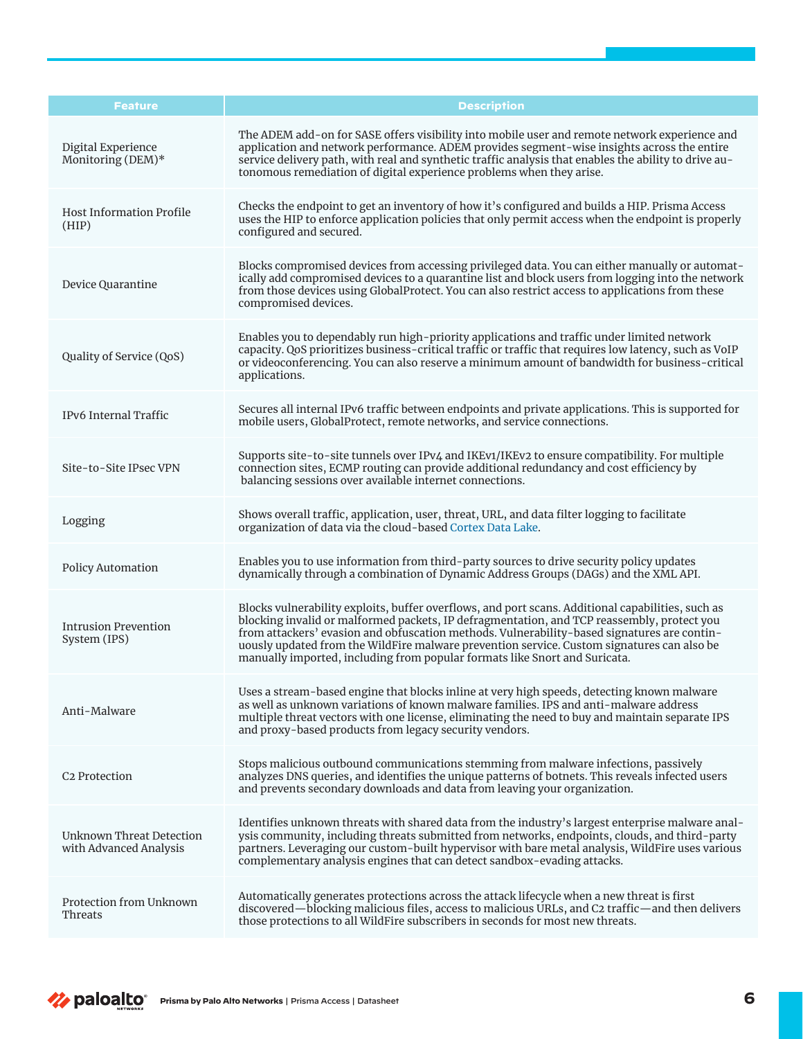| Feature | Description |
|---|---|
| Digital Experience Monitoring (DEM)* | The ADEM add-on for SASE offers visibility into mobile user and remote network experience and application and network performance. ADEM provides segment-wise insights across the entire service delivery path, with real and synthetic traffic analysis that enables the ability to drive autonomous remediation of digital experience problems when they arise. |
| Host Information Profile (HIP) | Checks the endpoint to get an inventory of how it's configured and builds a HIP. Prisma Access uses the HIP to enforce application policies that only permit access when the endpoint is properly configured and secured. |
| Device Quarantine | Blocks compromised devices from accessing privileged data. You can either manually or automatically add compromised devices to a quarantine list and block users from logging into the network from those devices using GlobalProtect. You can also restrict access to applications from these compromised devices. |
| Quality of Service (QoS) | Enables you to dependably run high-priority applications and traffic under limited network capacity. QoS prioritizes business-critical traffic or traffic that requires low latency, such as VoIP or videoconferencing. You can also reserve a minimum amount of bandwidth for business-critical applications. |
| IPv6 Internal Traffic | Secures all internal IPv6 traffic between endpoints and private applications. This is supported for mobile users, GlobalProtect, remote networks, and service connections. |
| Site-to-Site IPsec VPN | Supports site-to-site tunnels over IPv4 and IKEv1/IKEv2 to ensure compatibility. For multiple connection sites, ECMP routing can provide additional redundancy and cost efficiency by balancing sessions over available internet connections. |
| Logging | Shows overall traffic, application, user, threat, URL, and data filter logging to facilitate organization of data via the cloud-based Cortex Data Lake. |
| Policy Automation | Enables you to use information from third-party sources to drive security policy updates dynamically through a combination of Dynamic Address Groups (DAGs) and the XML API. |
| Intrusion Prevention System (IPS) | Blocks vulnerability exploits, buffer overflows, and port scans. Additional capabilities, such as blocking invalid or malformed packets, IP defragmentation, and TCP reassembly, protect you from attackers' evasion and obfuscation methods. Vulnerability-based signatures are continuously updated from the WildFire malware prevention service. Custom signatures can also be manually imported, including from popular formats like Snort and Suricata. |
| Anti-Malware | Uses a stream-based engine that blocks inline at very high speeds, detecting known malware as well as unknown variations of known malware families. IPS and anti-malware address multiple threat vectors with one license, eliminating the need to buy and maintain separate IPS and proxy-based products from legacy security vendors. |
| C2 Protection | Stops malicious outbound communications stemming from malware infections, passively analyzes DNS queries, and identifies the unique patterns of botnets. This reveals infected users and prevents secondary downloads and data from leaving your organization. |
| Unknown Threat Detection with Advanced Analysis | Identifies unknown threats with shared data from the industry's largest enterprise malware analysis community, including threats submitted from networks, endpoints, clouds, and third-party partners. Leveraging our custom-built hypervisor with bare metal analysis, WildFire uses various complementary analysis engines that can detect sandbox-evading attacks. |
| Protection from Unknown Threats | Automatically generates protections across the attack lifecycle when a new threat is first discovered—blocking malicious files, access to malicious URLs, and C2 traffic—and then delivers those protections to all WildFire subscribers in seconds for most new threats. |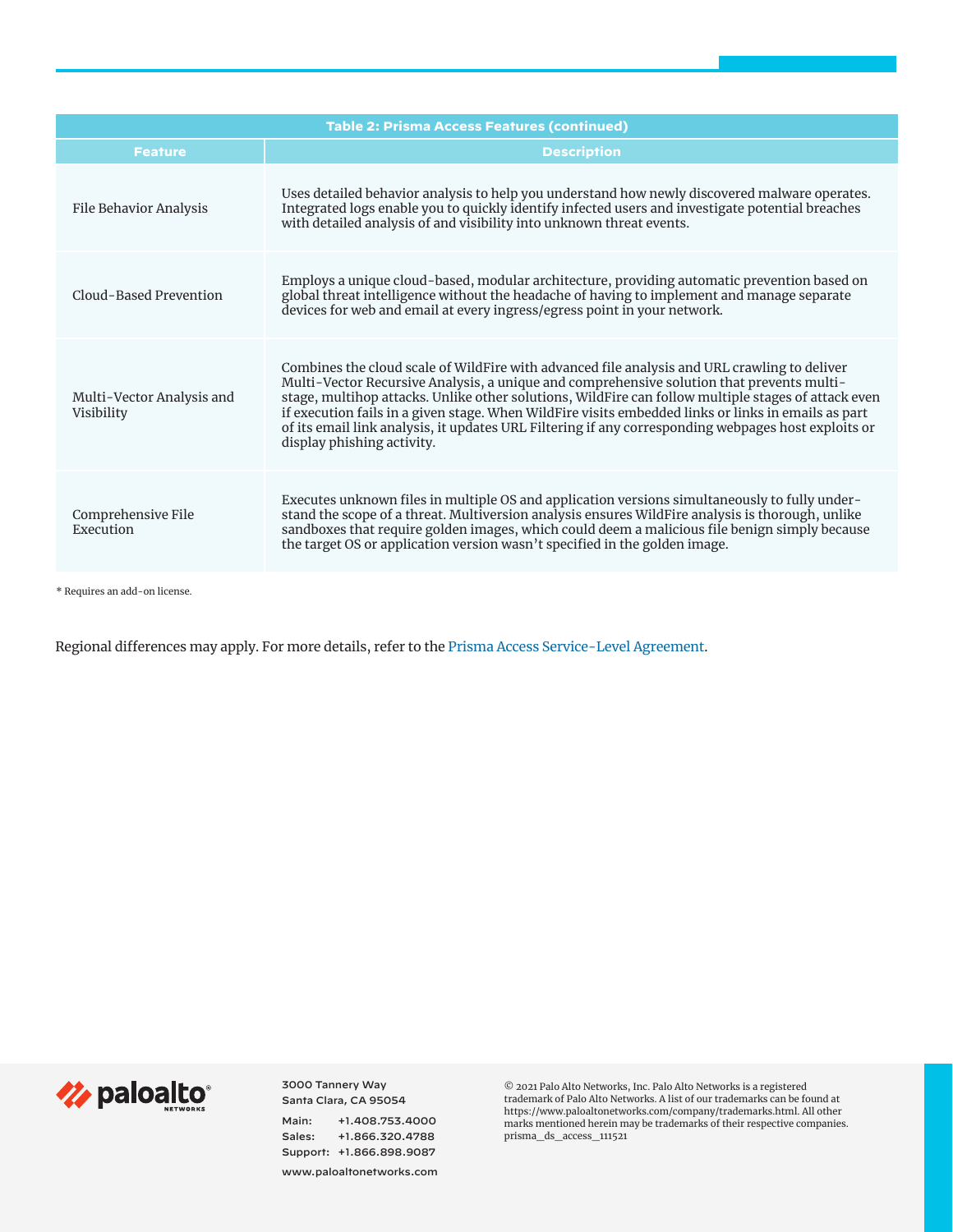**Table 2: Prisma Access Features (continued)**

| Feature | Description |
|---|---|
| File Behavior Analysis | Uses detailed behavior analysis to help you understand how newly discovered malware operates. Integrated logs enable you to quickly identify infected users and investigate potential breaches with detailed analysis of and visibility into unknown threat events. |
| Cloud-Based Prevention | Employs a unique cloud-based, modular architecture, providing automatic prevention based on global threat intelligence without the headache of having to implement and manage separate devices for web and email at every ingress/egress point in your network. |
| Multi-Vector Analysis and Visibility | Combines the cloud scale of WildFire with advanced file analysis and URL crawling to deliver Multi-Vector Recursive Analysis, a unique and comprehensive solution that prevents multi-stage, multihop attacks. Unlike other solutions, WildFire can follow multiple stages of attack even if execution fails in a given stage. When WildFire visits embedded links or links in emails as part of its email link analysis, it updates URL Filtering if any corresponding webpages host exploits or display phishing activity. |
| Comprehensive File Execution | Executes unknown files in multiple OS and application versions simultaneously to fully understand the scope of a threat. Multiversion analysis ensures WildFire analysis is thorough, unlike sandboxes that require golden images, which could deem a malicious file benign simply because the target OS or application version wasn't specified in the golden image. |

* Requires an add-on license.

Regional differences may apply. For more details, refer to the Prisma Access Service-Level Agreement.

3000 Tannery Way
Santa Clara, CA 95054

Main: +1.408.753.4000
Sales: +1.866.320.4788
Support: +1.866.898.9087

www.paloaltonetworks.com

© 2021 Palo Alto Networks, Inc. Palo Alto Networks is a registered trademark of Palo Alto Networks. A list of our trademarks can be found at https://www.paloaltonetworks.com/company/trademarks.html. All other marks mentioned herein may be trademarks of their respective companies. prisma_ds_access_111521